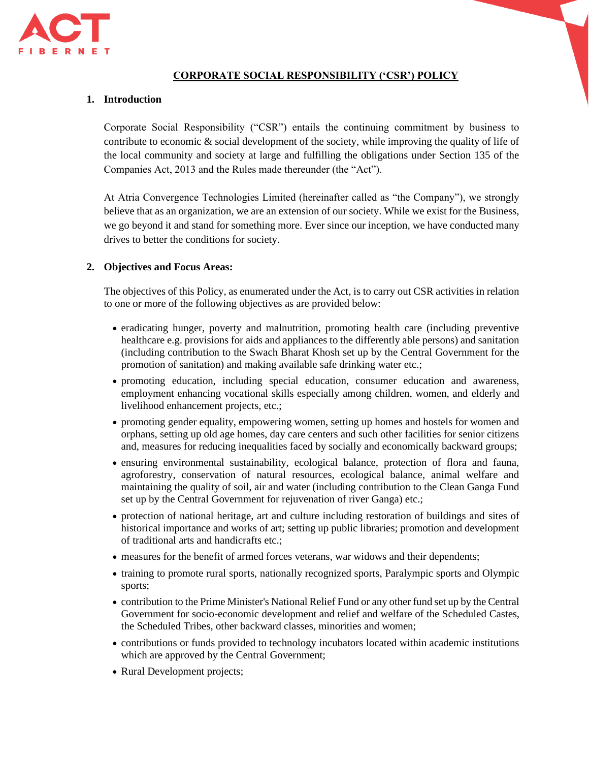# CORPORATE SOCIAL RESPONSIBILITY ('CSR') POLICY

## 1. Introduction

Corporate Social Responsibility ("CSR") entails the continuing commitment by business to contribute to economic & social development of the society, while improving the quality of life of the local community and society at large and fulfilling the obligations under Section 135 of the Companies Act, 2013 and the Rules made thereunder (the "Act").

At Atria Convergence Technologies Limited (hereinafter called as "the Company"), we strongly believe that as an organization, we are an extension of our society. While we exist for the Business, we go beyond it and stand for something more. Ever since our inception, we have conducted many drives to better the conditions for society.

## 2. Objectives and Focus Areas:

The objectives of this Policy, as enumerated under the Act, is to carry out CSR activities in relation to one or more of the following objectives as are provided below:

- eradicating hunger, poverty and malnutrition, promoting health care (including preventive healthcare e.g. provisions for aids and appliances to the differently able persons) and sanitation (including contribution to the Swach Bharat Khosh set up by the Central Government for the promotion of sanitation) and making available safe drinking water etc.;
- promoting education, including special education, consumer education and awareness, employment enhancing vocational skills especially among children, women, and elderly and livelihood enhancement projects, etc.;
- promoting gender equality, empowering women, setting up homes and hostels for women and orphans, setting up old age homes, day care centers and such other facilities for senior citizens and, measures for reducing inequalities faced by socially and economically backward groups;
- ensuring environmental sustainability, ecological balance, protection of flora and fauna, agroforestry, conservation of natural resources, ecological balance, animal welfare and maintaining the quality of soil, air and water (including contribution to the Clean Ganga Fund set up by the Central Government for rejuvenation of river Ganga) etc.;
- protection of national heritage, art and culture including restoration of buildings and sites of historical importance and works of art; setting up public libraries; promotion and development of traditional arts and handicrafts etc.;
- measures for the benefit of armed forces veterans, war widows and their dependents;
- training to promote rural sports, nationally recognized sports, Paralympic sports and Olympic sports;
- contribution to the Prime Minister's National Relief Fund or any other fund set up by the Central Government for socio-economic development and relief and welfare of the Scheduled Castes, the Scheduled Tribes, other backward classes, minorities and women;
- contributions or funds provided to technology incubators located within academic institutions which are approved by the Central Government;
- Rural Development projects;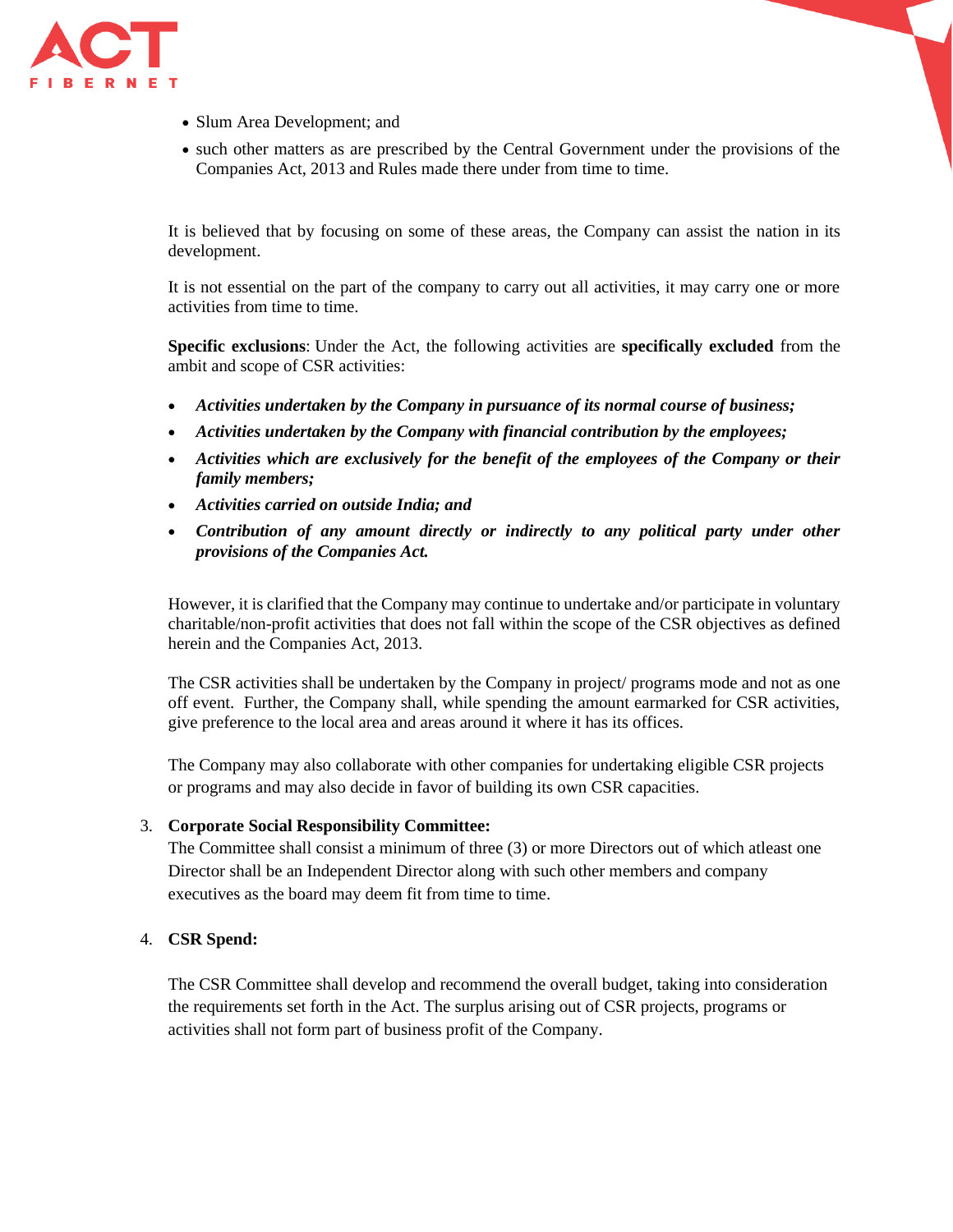- Slum Area Development; and
- such other matters as are prescribed by the Central Government under the provisions of the Companies Act, 2013 and Rules made there under from time to time.

It is believed that by focusing on some of these areas, the Company can assist the nation in its development.

It is not essential on the part of the company to carry out all activities, it may carry one or more activities from time to time.

**Specific exclusions**: Under the Act, the following activities are **specifically excluded** from the ambit and scope of CSR activities:

- ***Activities undertaken by the Company in pursuance of its normal course of business;***
- ***Activities undertaken by the Company with financial contribution by the employees;***
- ***Activities which are exclusively for the benefit of the employees of the Company or their family members;***
- ***Activities carried on outside India; and***
- ***Contribution of any amount directly or indirectly to any political party under other provisions of the Companies Act.***

However, it is clarified that the Company may continue to undertake and/or participate in voluntary charitable/non-profit activities that does not fall within the scope of the CSR objectives as defined herein and the Companies Act, 2013.

The CSR activities shall be undertaken by the Company in project/ programs mode and not as one off event. Further, the Company shall, while spending the amount earmarked for CSR activities, give preference to the local area and areas around it where it has its offices.

The Company may also collaborate with other companies for undertaking eligible CSR projects or programs and may also decide in favor of building its own CSR capacities.

3. **Corporate Social Responsibility Committee:**
   The Committee shall consist a minimum of three (3) or more Directors out of which atleast one Director shall be an Independent Director along with such other members and company executives as the board may deem fit from time to time.

4. **CSR Spend:**

   The CSR Committee shall develop and recommend the overall budget, taking into consideration the requirements set forth in the Act. The surplus arising out of CSR projects, programs or activities shall not form part of business profit of the Company.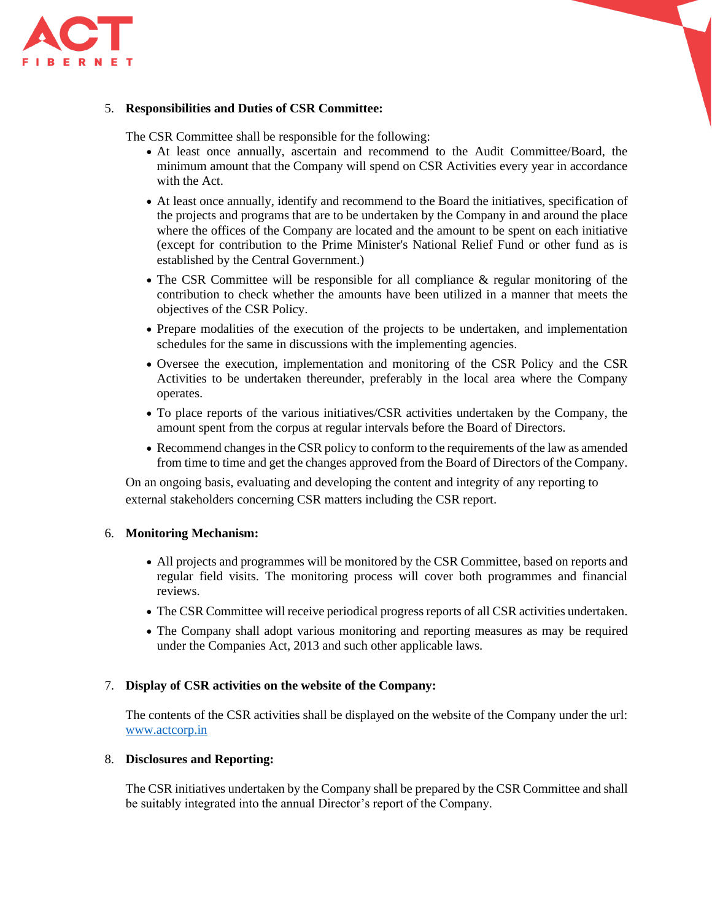5. **Responsibilities and Duties of CSR Committee:**

The CSR Committee shall be responsible for the following:

- At least once annually, ascertain and recommend to the Audit Committee/Board, the minimum amount that the Company will spend on CSR Activities every year in accordance with the Act.
- At least once annually, identify and recommend to the Board the initiatives, specification of the projects and programs that are to be undertaken by the Company in and around the place where the offices of the Company are located and the amount to be spent on each initiative (except for contribution to the Prime Minister's National Relief Fund or other fund as is established by the Central Government.)
- The CSR Committee will be responsible for all compliance & regular monitoring of the contribution to check whether the amounts have been utilized in a manner that meets the objectives of the CSR Policy.
- Prepare modalities of the execution of the projects to be undertaken, and implementation schedules for the same in discussions with the implementing agencies.
- Oversee the execution, implementation and monitoring of the CSR Policy and the CSR Activities to be undertaken thereunder, preferably in the local area where the Company operates.
- To place reports of the various initiatives/CSR activities undertaken by the Company, the amount spent from the corpus at regular intervals before the Board of Directors.
- Recommend changes in the CSR policy to conform to the requirements of the law as amended from time to time and get the changes approved from the Board of Directors of the Company.

On an ongoing basis, evaluating and developing the content and integrity of any reporting to external stakeholders concerning CSR matters including the CSR report.

6. **Monitoring Mechanism:**

- All projects and programmes will be monitored by the CSR Committee, based on reports and regular field visits. The monitoring process will cover both programmes and financial reviews.
- The CSR Committee will receive periodical progress reports of all CSR activities undertaken.
- The Company shall adopt various monitoring and reporting measures as may be required under the Companies Act, 2013 and such other applicable laws.

7. **Display of CSR activities on the website of the Company:**

The contents of the CSR activities shall be displayed on the website of the Company under the url: [www.actcorp.in](www.actcorp.in)

8. **Disclosures and Reporting:**

The CSR initiatives undertaken by the Company shall be prepared by the CSR Committee and shall be suitably integrated into the annual Director's report of the Company.